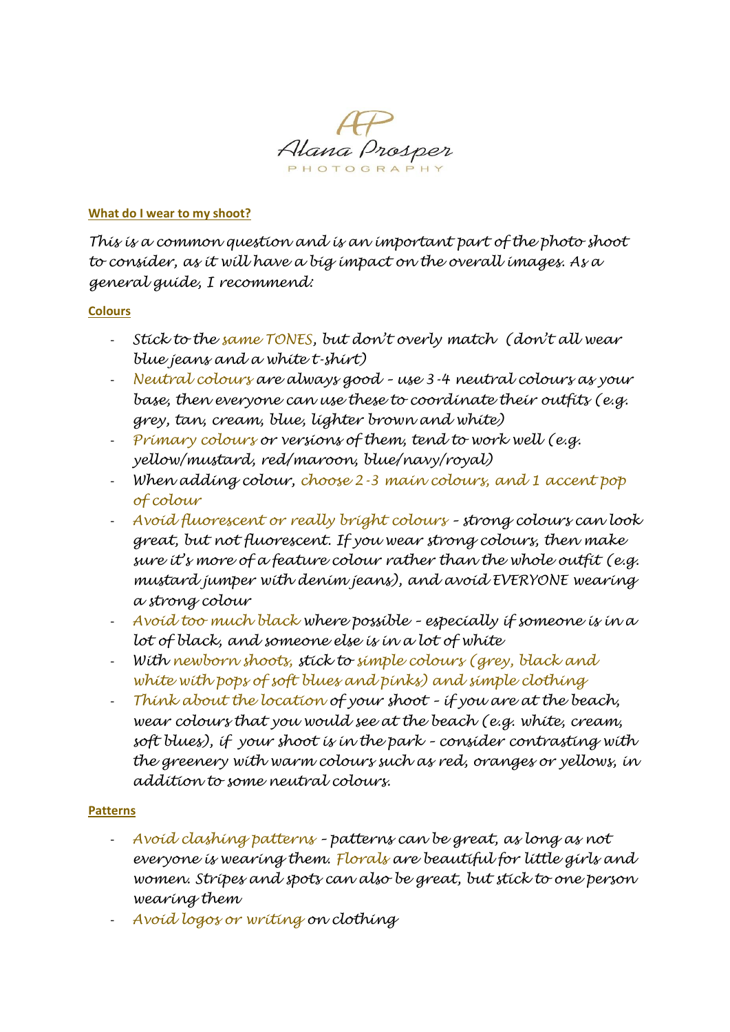AP

Alana Prosper

PHOTOGRAPHY

## What do I wear to my shoot?

*This is a common question and is an important part of the photo shoot to consider, as it will have a big impact on the overall images. As a general guide, I recommend:*

### Colours

- *Stick to the same TONES, but don't overly match (don't all wear blue jeans and a white t-shirt)*
- *Neutral colours are always good – use 3-4 neutral colours as your base, then everyone can use these to coordinate their outfits (e.g. grey, tan, cream, blue, lighter brown and white)*
- *Primary colours or versions of them, tend to work well (e.g. yellow/mustard, red/maroon, blue/navy/royal)*
- *When adding colour, choose 2-3 main colours, and 1 accent pop of colour*
- *Avoid fluorescent or really bright colours – strong colours can look great, but not fluorescent. If you wear strong colours, then make sure it's more of a feature colour rather than the whole outfit (e.g. mustard jumper with denim jeans), and avoid EVERYONE wearing a strong colour*
- *Avoid too much black where possible – especially if someone is in a lot of black, and someone else is in a lot of white*
- *With newborn shoots, stick to simple colours (grey, black and white with pops of soft blues and pinks) and simple clothing*
- *Think about the location of your shoot – if you are at the beach, wear colours that you would see at the beach (e.g. white, cream, soft blues), if your shoot is in the park – consider contrasting with the greenery with warm colours such as red, oranges or yellows, in addition to some neutral colours.*

### Patterns

- *Avoid clashing patterns – patterns can be great, as long as not everyone is wearing them. Florals are beautiful for little girls and women. Stripes and spots can also be great, but stick to one person wearing them*
- *Avoid logos or writing on clothing*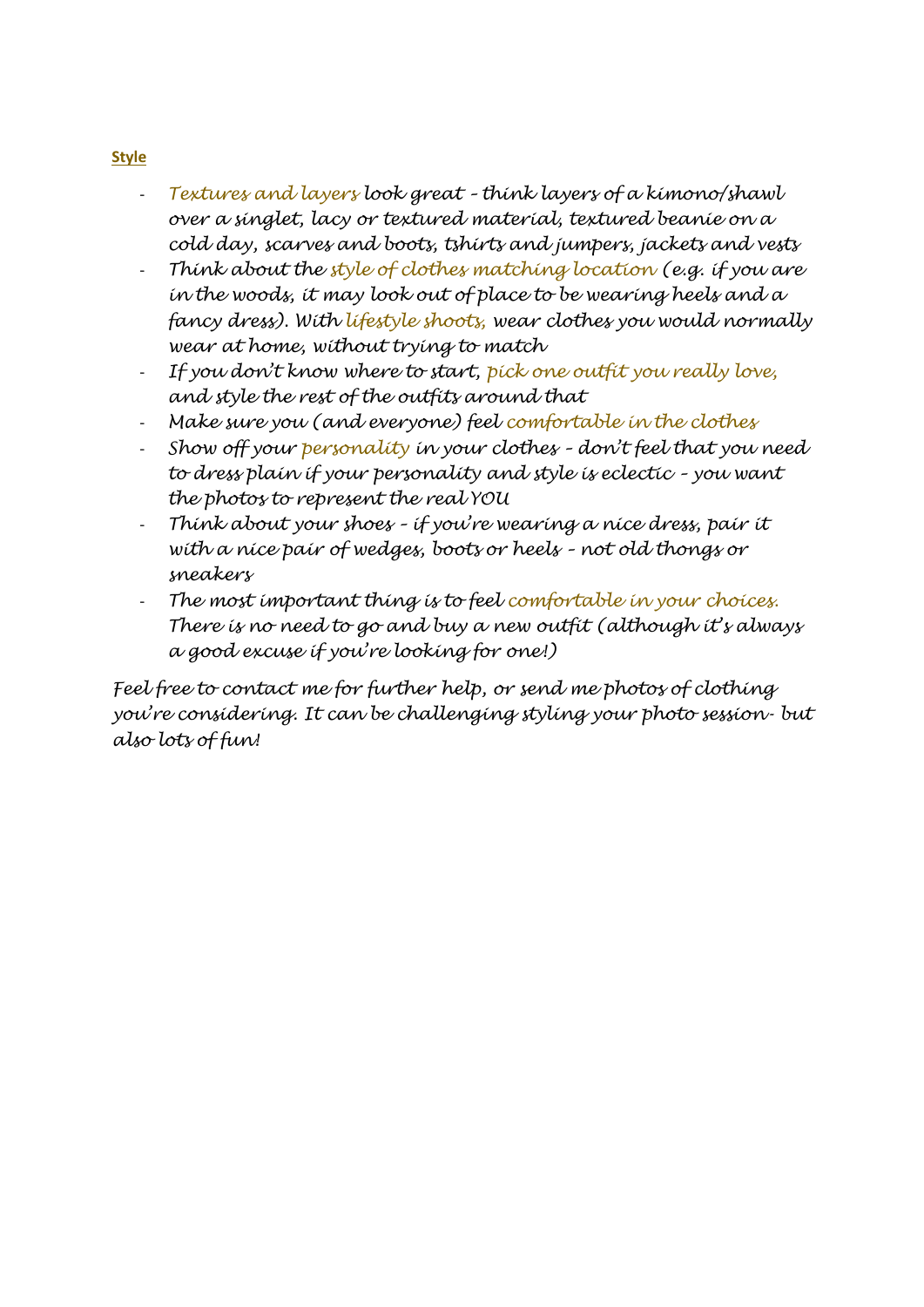## Style

- *Textures and layers look great – think layers of a kimono/shawl over a singlet, lacy or textured material, textured beanie on a cold day, scarves and boots, tshirts and jumpers, jackets and vests*
- *Think about the style of clothes matching location (e.g. if you are in the woods, it may look out of place to be wearing heels and a fancy dress). With lifestyle shoots, wear clothes you would normally wear at home, without trying to match*
- *If you don't know where to start, pick one outfit you really love, and style the rest of the outfits around that*
- *Make sure you (and everyone) feel comfortable in the clothes*
- *Show off your personality in your clothes – don't feel that you need to dress plain if your personality and style is eclectic – you want the photos to represent the real YOU*
- *Think about your shoes – if you're wearing a nice dress, pair it with a nice pair of wedges, boots or heels – not old thongs or sneakers*
- *The most important thing is to feel comfortable in your choices. There is no need to go and buy a new outfit (although it's always a good excuse if you're looking for one!)*

*Feel free to contact me for further help, or send me photos of clothing you're considering. It can be challenging styling your photo session- but also lots of fun!*